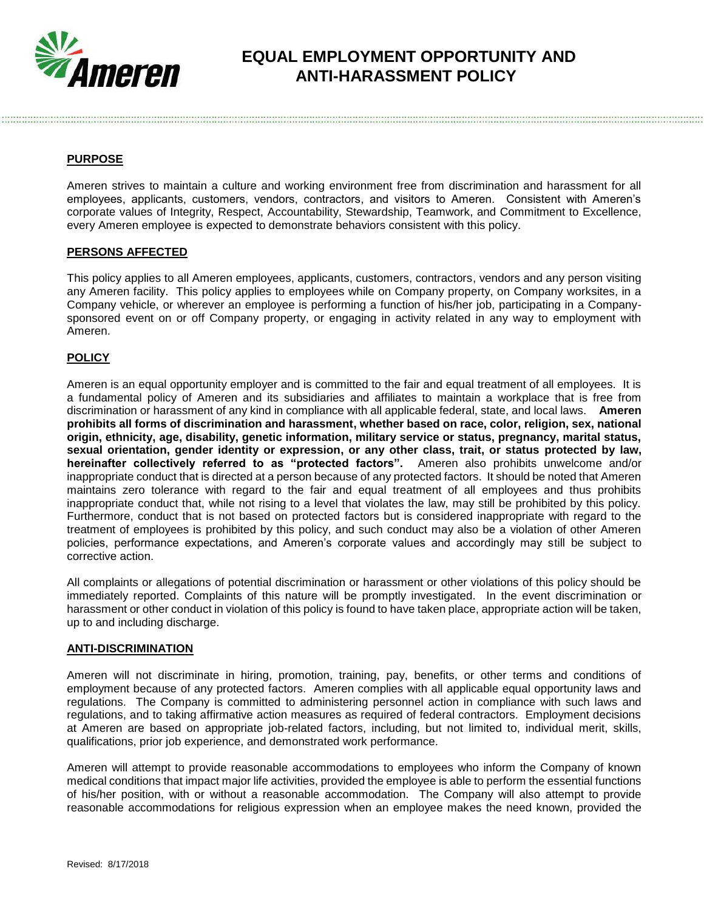# EQUAL EMPLOYMENT OPPORTUNITY AND ANTI-HARASSMENT POLICY

## PURPOSE

Ameren strives to maintain a culture and working environment free from discrimination and harassment for all employees, applicants, customers, vendors, contractors, and visitors to Ameren. Consistent with Ameren's corporate values of Integrity, Respect, Accountability, Stewardship, Teamwork, and Commitment to Excellence, every Ameren employee is expected to demonstrate behaviors consistent with this policy.

## PERSONS AFFECTED

This policy applies to all Ameren employees, applicants, customers, contractors, vendors and any person visiting any Ameren facility. This policy applies to employees while on Company property, on Company worksites, in a Company vehicle, or wherever an employee is performing a function of his/her job, participating in a Company-sponsored event on or off Company property, or engaging in activity related in any way to employment with Ameren.

## POLICY

Ameren is an equal opportunity employer and is committed to the fair and equal treatment of all employees. It is a fundamental policy of Ameren and its subsidiaries and affiliates to maintain a workplace that is free from discrimination or harassment of any kind in compliance with all applicable federal, state, and local laws. **Ameren prohibits all forms of discrimination and harassment, whether based on race, color, religion, sex, national origin, ethnicity, age, disability, genetic information, military service or status, pregnancy, marital status, sexual orientation, gender identity or expression, or any other class, trait, or status protected by law, hereinafter collectively referred to as "protected factors".** Ameren also prohibits unwelcome and/or inappropriate conduct that is directed at a person because of any protected factors. It should be noted that Ameren maintains zero tolerance with regard to the fair and equal treatment of all employees and thus prohibits inappropriate conduct that, while not rising to a level that violates the law, may still be prohibited by this policy. Furthermore, conduct that is not based on protected factors but is considered inappropriate with regard to the treatment of employees is prohibited by this policy, and such conduct may also be a violation of other Ameren policies, performance expectations, and Ameren's corporate values and accordingly may still be subject to corrective action.

All complaints or allegations of potential discrimination or harassment or other violations of this policy should be immediately reported. Complaints of this nature will be promptly investigated. In the event discrimination or harassment or other conduct in violation of this policy is found to have taken place, appropriate action will be taken, up to and including discharge.

## ANTI-DISCRIMINATION

Ameren will not discriminate in hiring, promotion, training, pay, benefits, or other terms and conditions of employment because of any protected factors. Ameren complies with all applicable equal opportunity laws and regulations. The Company is committed to administering personnel action in compliance with such laws and regulations, and to taking affirmative action measures as required of federal contractors. Employment decisions at Ameren are based on appropriate job-related factors, including, but not limited to, individual merit, skills, qualifications, prior job experience, and demonstrated work performance.

Ameren will attempt to provide reasonable accommodations to employees who inform the Company of known medical conditions that impact major life activities, provided the employee is able to perform the essential functions of his/her position, with or without a reasonable accommodation. The Company will also attempt to provide reasonable accommodations for religious expression when an employee makes the need known, provided the

Revised: 8/17/2018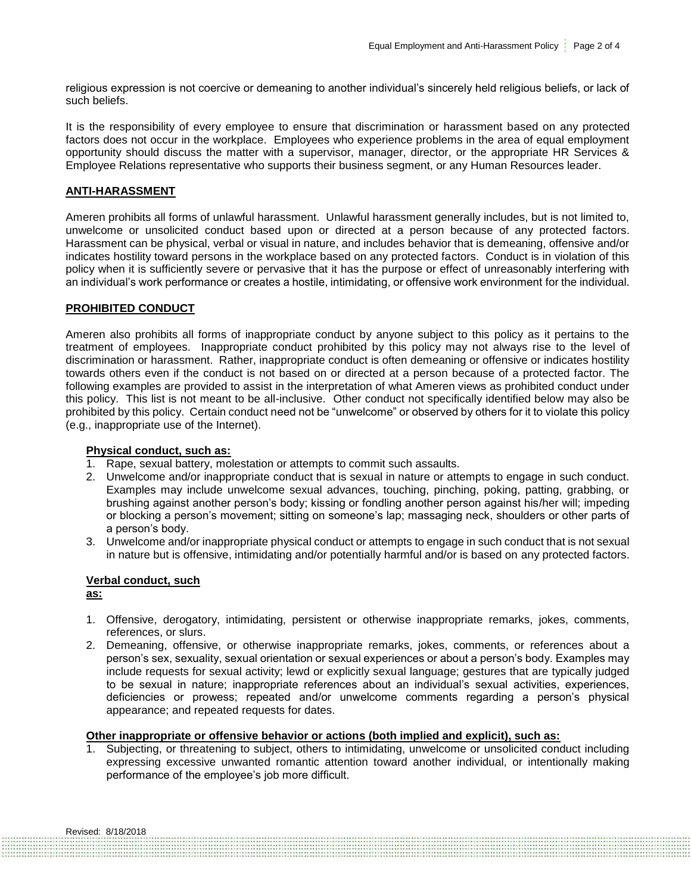religious expression is not coercive or demeaning to another individual's sincerely held religious beliefs, or lack of such beliefs.

It is the responsibility of every employee to ensure that discrimination or harassment based on any protected factors does not occur in the workplace. Employees who experience problems in the area of equal employment opportunity should discuss the matter with a supervisor, manager, director, or the appropriate HR Services & Employee Relations representative who supports their business segment, or any Human Resources leader.

## ANTI-HARASSMENT

Ameren prohibits all forms of unlawful harassment. Unlawful harassment generally includes, but is not limited to, unwelcome or unsolicited conduct based upon or directed at a person because of any protected factors. Harassment can be physical, verbal or visual in nature, and includes behavior that is demeaning, offensive and/or indicates hostility toward persons in the workplace based on any protected factors. Conduct is in violation of this policy when it is sufficiently severe or pervasive that it has the purpose or effect of unreasonably interfering with an individual's work performance or creates a hostile, intimidating, or offensive work environment for the individual.

## PROHIBITED CONDUCT

Ameren also prohibits all forms of inappropriate conduct by anyone subject to this policy as it pertains to the treatment of employees. Inappropriate conduct prohibited by this policy may not always rise to the level of discrimination or harassment. Rather, inappropriate conduct is often demeaning or offensive or indicates hostility towards others even if the conduct is not based on or directed at a person because of a protected factor. The following examples are provided to assist in the interpretation of what Ameren views as prohibited conduct under this policy. This list is not meant to be all-inclusive. Other conduct not specifically identified below may also be prohibited by this policy. Certain conduct need not be "unwelcome" or observed by others for it to violate this policy (e.g., inappropriate use of the Internet).

### Physical conduct, such as:

1. Rape, sexual battery, molestation or attempts to commit such assaults.
2. Unwelcome and/or inappropriate conduct that is sexual in nature or attempts to engage in such conduct. Examples may include unwelcome sexual advances, touching, pinching, poking, patting, grabbing, or brushing against another person's body; kissing or fondling another person against his/her will; impeding or blocking a person's movement; sitting on someone's lap; massaging neck, shoulders or other parts of a person's body.
3. Unwelcome and/or inappropriate physical conduct or attempts to engage in such conduct that is not sexual in nature but is offensive, intimidating and/or potentially harmful and/or is based on any protected factors.

### Verbal conduct, such as:

1. Offensive, derogatory, intimidating, persistent or otherwise inappropriate remarks, jokes, comments, references, or slurs.
2. Demeaning, offensive, or otherwise inappropriate remarks, jokes, comments, or references about a person's sex, sexuality, sexual orientation or sexual experiences or about a person's body. Examples may include requests for sexual activity; lewd or explicitly sexual language; gestures that are typically judged to be sexual in nature; inappropriate references about an individual's sexual activities, experiences, deficiencies or prowess; repeated and/or unwelcome comments regarding a person's physical appearance; and repeated requests for dates.

### Other inappropriate or offensive behavior or actions (both implied and explicit), such as:

1. Subjecting, or threatening to subject, others to intimidating, unwelcome or unsolicited conduct including expressing excessive unwanted romantic attention toward another individual, or intentionally making performance of the employee's job more difficult.

Revised: 8/18/2018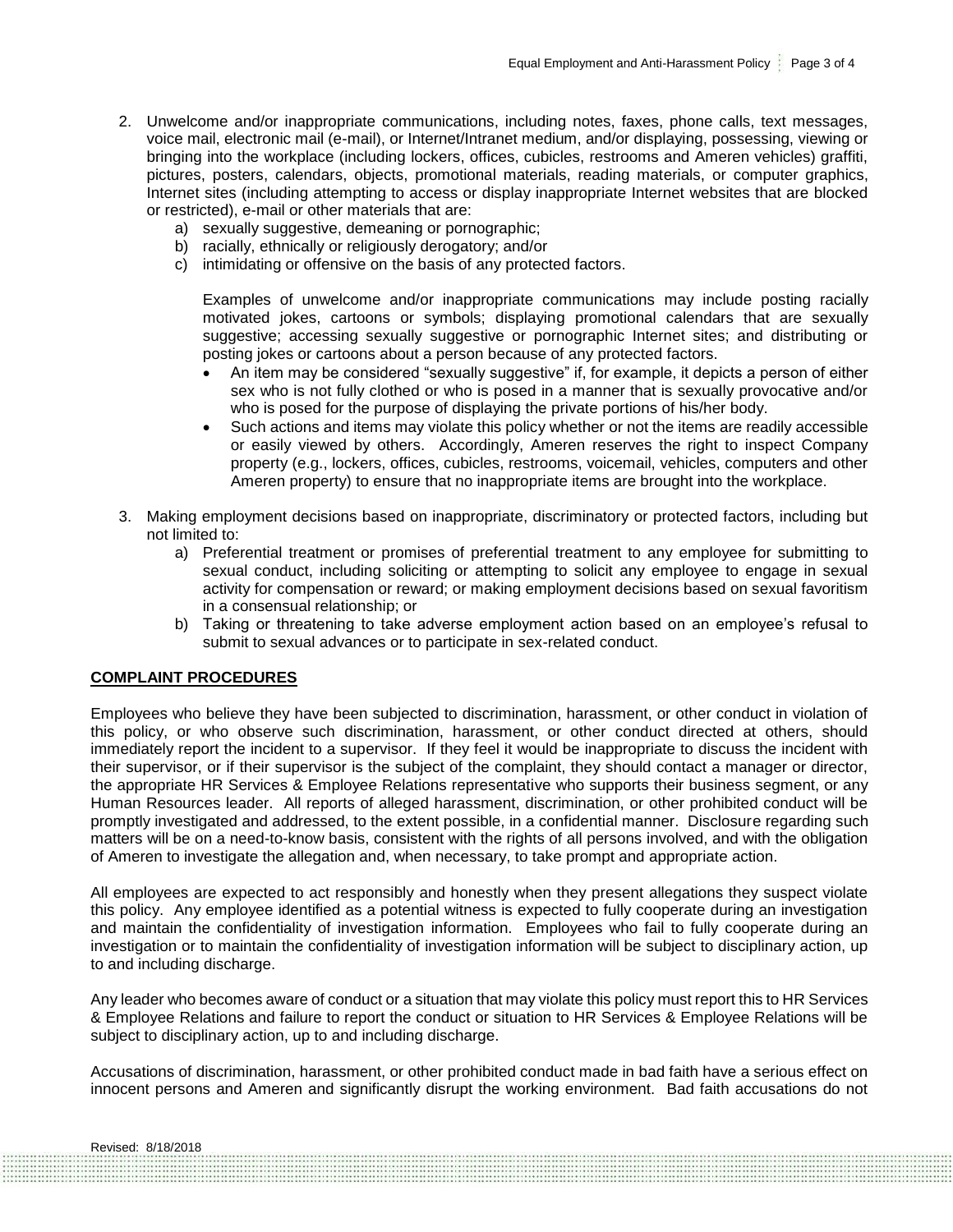2. Unwelcome and/or inappropriate communications, including notes, faxes, phone calls, text messages, voice mail, electronic mail (e-mail), or Internet/Intranet medium, and/or displaying, possessing, viewing or bringing into the workplace (including lockers, offices, cubicles, restrooms and Ameren vehicles) graffiti, pictures, posters, calendars, objects, promotional materials, reading materials, or computer graphics, Internet sites (including attempting to access or display inappropriate Internet websites that are blocked or restricted), e-mail or other materials that are:
   a) sexually suggestive, demeaning or pornographic;
   b) racially, ethnically or religiously derogatory; and/or
   c) intimidating or offensive on the basis of any protected factors.

   Examples of unwelcome and/or inappropriate communications may include posting racially motivated jokes, cartoons or symbols; displaying promotional calendars that are sexually suggestive; accessing sexually suggestive or pornographic Internet sites; and distributing or posting jokes or cartoons about a person because of any protected factors.

   - An item may be considered "sexually suggestive" if, for example, it depicts a person of either sex who is not fully clothed or who is posed in a manner that is sexually provocative and/or who is posed for the purpose of displaying the private portions of his/her body.
   - Such actions and items may violate this policy whether or not the items are readily accessible or easily viewed by others. Accordingly, Ameren reserves the right to inspect Company property (e.g., lockers, offices, cubicles, restrooms, voicemail, vehicles, computers and other Ameren property) to ensure that no inappropriate items are brought into the workplace.

3. Making employment decisions based on inappropriate, discriminatory or protected factors, including but not limited to:
   a) Preferential treatment or promises of preferential treatment to any employee for submitting to sexual conduct, including soliciting or attempting to solicit any employee to engage in sexual activity for compensation or reward; or making employment decisions based on sexual favoritism in a consensual relationship; or
   b) Taking or threatening to take adverse employment action based on an employee's refusal to submit to sexual advances or to participate in sex-related conduct.

## COMPLAINT PROCEDURES

Employees who believe they have been subjected to discrimination, harassment, or other conduct in violation of this policy, or who observe such discrimination, harassment, or other conduct directed at others, should immediately report the incident to a supervisor. If they feel it would be inappropriate to discuss the incident with their supervisor, or if their supervisor is the subject of the complaint, they should contact a manager or director, the appropriate HR Services & Employee Relations representative who supports their business segment, or any Human Resources leader. All reports of alleged harassment, discrimination, or other prohibited conduct will be promptly investigated and addressed, to the extent possible, in a confidential manner. Disclosure regarding such matters will be on a need-to-know basis, consistent with the rights of all persons involved, and with the obligation of Ameren to investigate the allegation and, when necessary, to take prompt and appropriate action.

All employees are expected to act responsibly and honestly when they present allegations they suspect violate this policy. Any employee identified as a potential witness is expected to fully cooperate during an investigation and maintain the confidentiality of investigation information. Employees who fail to fully cooperate during an investigation or to maintain the confidentiality of investigation information will be subject to disciplinary action, up to and including discharge.

Any leader who becomes aware of conduct or a situation that may violate this policy must report this to HR Services & Employee Relations and failure to report the conduct or situation to HR Services & Employee Relations will be subject to disciplinary action, up to and including discharge.

Accusations of discrimination, harassment, or other prohibited conduct made in bad faith have a serious effect on innocent persons and Ameren and significantly disrupt the working environment. Bad faith accusations do not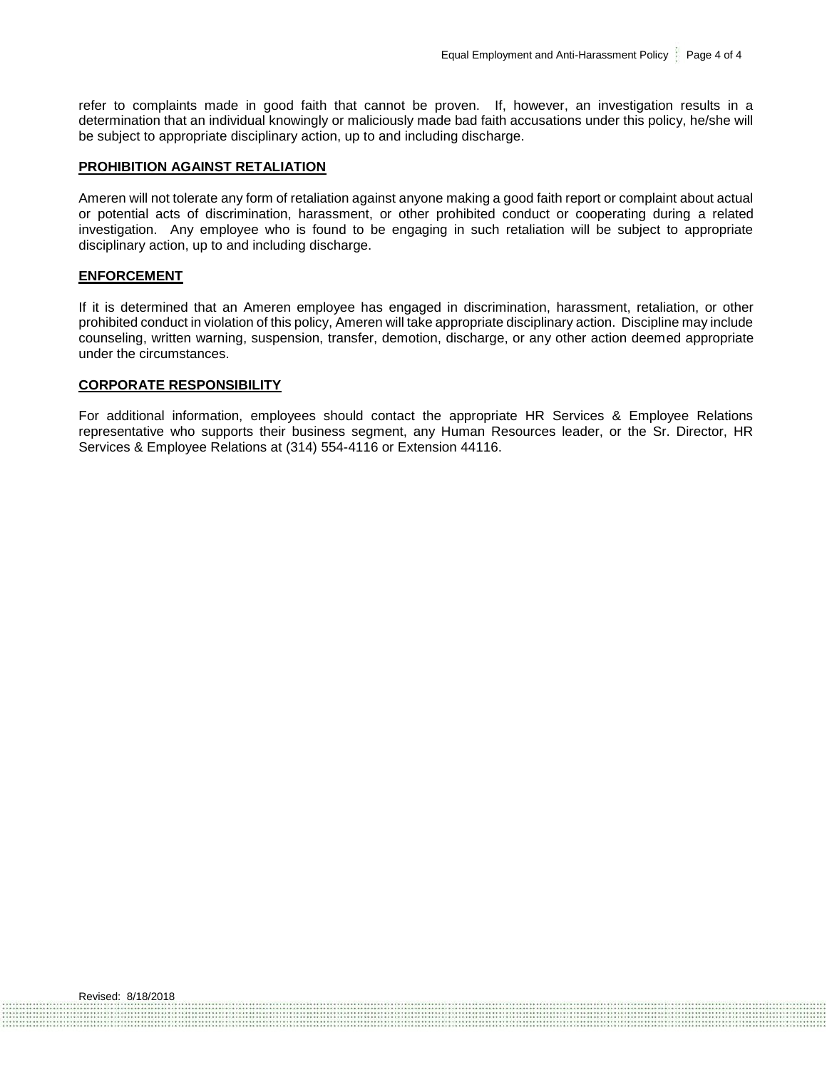refer to complaints made in good faith that cannot be proven. If, however, an investigation results in a determination that an individual knowingly or maliciously made bad faith accusations under this policy, he/she will be subject to appropriate disciplinary action, up to and including discharge.

## PROHIBITION AGAINST RETALIATION

Ameren will not tolerate any form of retaliation against anyone making a good faith report or complaint about actual or potential acts of discrimination, harassment, or other prohibited conduct or cooperating during a related investigation. Any employee who is found to be engaging in such retaliation will be subject to appropriate disciplinary action, up to and including discharge.

## ENFORCEMENT

If it is determined that an Ameren employee has engaged in discrimination, harassment, retaliation, or other prohibited conduct in violation of this policy, Ameren will take appropriate disciplinary action. Discipline may include counseling, written warning, suspension, transfer, demotion, discharge, or any other action deemed appropriate under the circumstances.

## CORPORATE RESPONSIBILITY

For additional information, employees should contact the appropriate HR Services & Employee Relations representative who supports their business segment, any Human Resources leader, or the Sr. Director, HR Services & Employee Relations at (314) 554-4116 or Extension 44116.

Revised: 8/18/2018